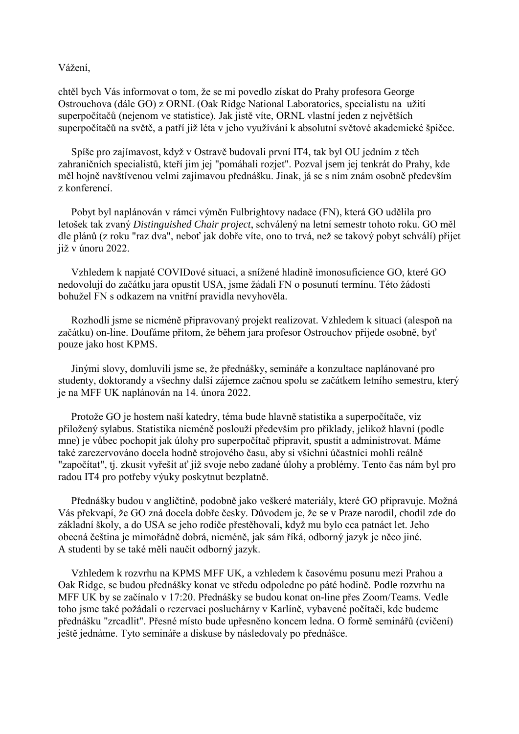Vážení,

chtěl bych Vás informovat o tom, že se mi povedlo získat do Prahy profesora George Ostrouchova (dále GO) z ORNL (Oak Ridge National Laboratories, specialistu na užití superpočítačů (nejenom ve statistice). Jak jistě víte, ORNL vlastní jeden z největších superpočítačů na světě, a patří již léta v jeho využívání k absolutní světové akademické špičce.

Spíše pro zajímavost, když v Ostravě budovali první IT4, tak byl OU jedním z těch zahraničních specialistů, kteří jim jej "pomáhali rozjet". Pozval jsem jej tenkrát do Prahy, kde měl hojně navštívenou velmi zajímavou přednášku. Jinak, já se s ním znám osobně především z konferencí.

Pobyt byl naplánován v rámci výměn Fulbrightovy nadace (FN), která GO udělila pro letošek tak zvaný *Distinguished Chair project*, schválený na letní semestr tohoto roku. GO měl dle plánů (z roku "raz dva", neboť jak dobře víte, ono to trvá, než se takový pobyt schválí) přijet již v únoru 2022.

Vzhledem k napjaté COVIDové situaci, a snížené hladině imonosuficience GO, které GO nedovolují do začátku jara opustit USA, jsme žádali FN o posunutí termínu. Této žádosti bohužel FN s odkazem na vnitřní pravidla nevyhověla.

Rozhodli jsme se nicméně připravovaný projekt realizovat. Vzhledem k situaci (alespoň na začátku) on-line. Doufáme přitom, že během jara profesor Ostrouchov přijede osobně, byť pouze jako host KPMS.

Jinými slovy, domluvili jsme se, že přednášky, semináře a konzultace naplánované pro studenty, doktorandy a všechny další zájemce začnou spolu se začátkem letního semestru, který je na MFF UK naplánován na 14. února 2022.

Protože GO je hostem naší katedry, téma bude hlavně statistika a superpočítače, viz přiložený sylabus. Statistika nicméně poslouží především pro příklady, jelikož hlavní (podle mne) je vůbec pochopit jak úlohy pro superpočítač připravit, spustit a administrovat. Máme také zarezervováno docela hodně strojového času, aby si všichni účastníci mohli reálně "započítat", tj. zkusit vyřešit ať již svoje nebo zadané úlohy a problémy. Tento čas nám byl pro radou IT4 pro potřeby výuky poskytnut bezplatně.

Přednášky budou v angličtině, podobně jako veškeré materiály, které GO připravuje. Možná Vás překvapí, že GO zná docela dobře česky. Důvodem je, že se v Praze narodil, chodil zde do základní školy, a do USA se jeho rodiče přestěhovali, když mu bylo cca patnáct let. Jeho obecná čeština je mimořádně dobrá, nicméně, jak sám říká, odborný jazyk je něco jiné. A studenti by se také měli naučit odborný jazyk.

Vzhledem k rozvrhu na KPMS MFF UK, a vzhledem k časovému posunu mezi Prahou a Oak Ridge, se budou přednášky konat ve středu odpoledne po páté hodině. Podle rozvrhu na MFF UK by se začínalo v 17:20. Přednášky se budou konat on-line přes Zoom/Teams. Vedle toho jsme také požádali o rezervaci posluchárny v Karlíně, vybavené počítači, kde budeme přednášku "zrcadlit". Přesné místo bude upřesněno koncem ledna. O formě seminářů (cvičení) ještě jednáme. Tyto semináře a diskuse by následovaly po přednášce.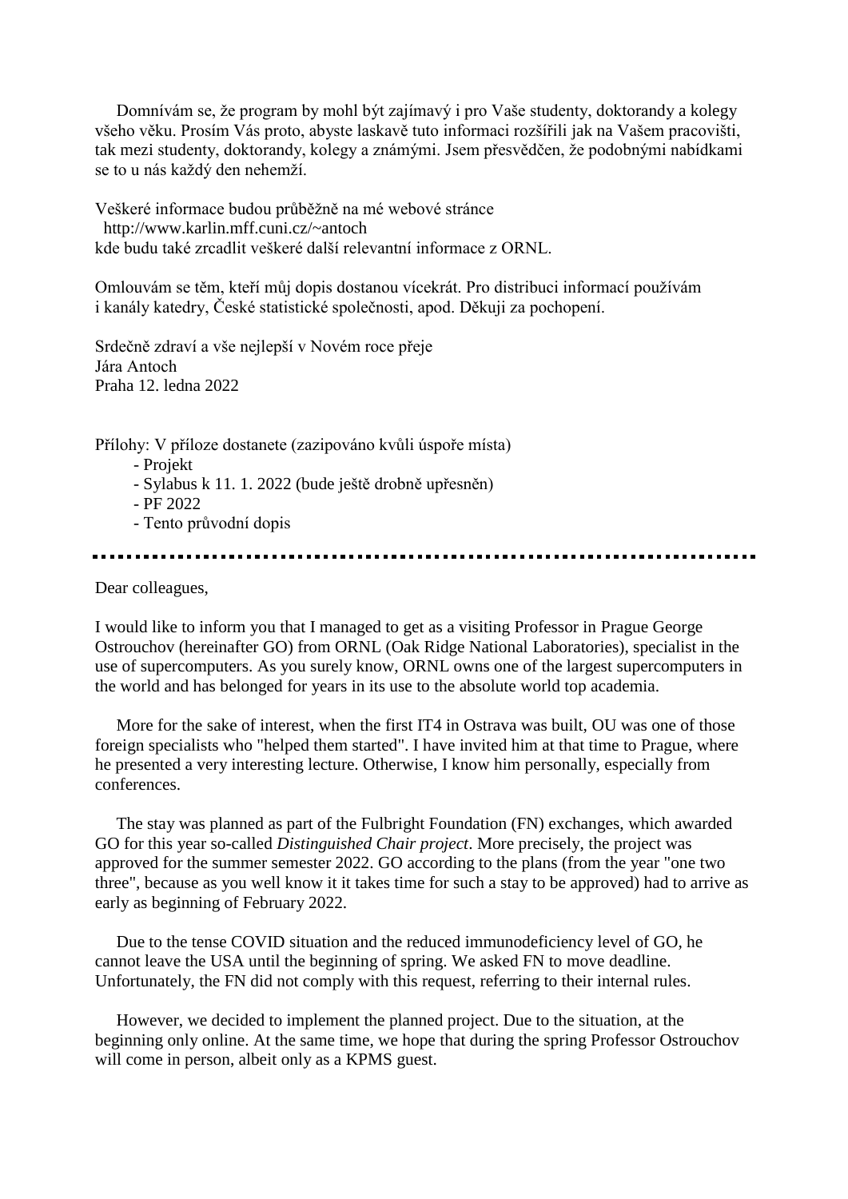Domnívám se, že program by mohl být zajímavý i pro Vaše studenty, doktorandy a kolegy všeho věku. Prosím Vás proto, abyste laskavě tuto informaci rozšířili jak na Vašem pracovišti, tak mezi studenty, doktorandy, kolegy a známými. Jsem přesvědčen, že podobnými nabídkami se to u nás každý den nehemží.

Veškeré informace budou průběžně na mé webové stránce
http://www.karlin.mff.cuni.cz/~antoch
kde budu také zrcadlit veškeré další relevantní informace z ORNL.

Omlouvám se těm, kteří můj dopis dostanou vícekrát. Pro distribuci informací používám i kanály katedry, České statistické společnosti, apod. Děkuji za pochopení.

Srdečně zdraví a vše nejlepší v Novém roce přeje
Jára Antoch
Praha 12. ledna 2022

Přílohy: V příloze dostanete (zazipováno kvůli úspoře místa)

- Projekt
- Sylabus k 11. 1. 2022 (bude ještě drobně upřesněn)
- PF 2022
- Tento průvodní dopis

---

Dear colleagues,

I would like to inform you that I managed to get as a visiting Professor in Prague George Ostrouchov (hereinafter GO) from ORNL (Oak Ridge National Laboratories), specialist in the use of supercomputers. As you surely know, ORNL owns one of the largest supercomputers in the world and has belonged for years in its use to the absolute world top academia.

More for the sake of interest, when the first IT4 in Ostrava was built, OU was one of those foreign specialists who "helped them started". I have invited him at that time to Prague, where he presented a very interesting lecture. Otherwise, I know him personally, especially from conferences.

The stay was planned as part of the Fulbright Foundation (FN) exchanges, which awarded GO for this year so-called *Distinguished Chair project*. More precisely, the project was approved for the summer semester 2022. GO according to the plans (from the year "one two three", because as you well know it it takes time for such a stay to be approved) had to arrive as early as beginning of February 2022.

Due to the tense COVID situation and the reduced immunodeficiency level of GO, he cannot leave the USA until the beginning of spring. We asked FN to move deadline. Unfortunately, the FN did not comply with this request, referring to their internal rules.

However, we decided to implement the planned project. Due to the situation, at the beginning only online. At the same time, we hope that during the spring Professor Ostrouchov will come in person, albeit only as a KPMS guest.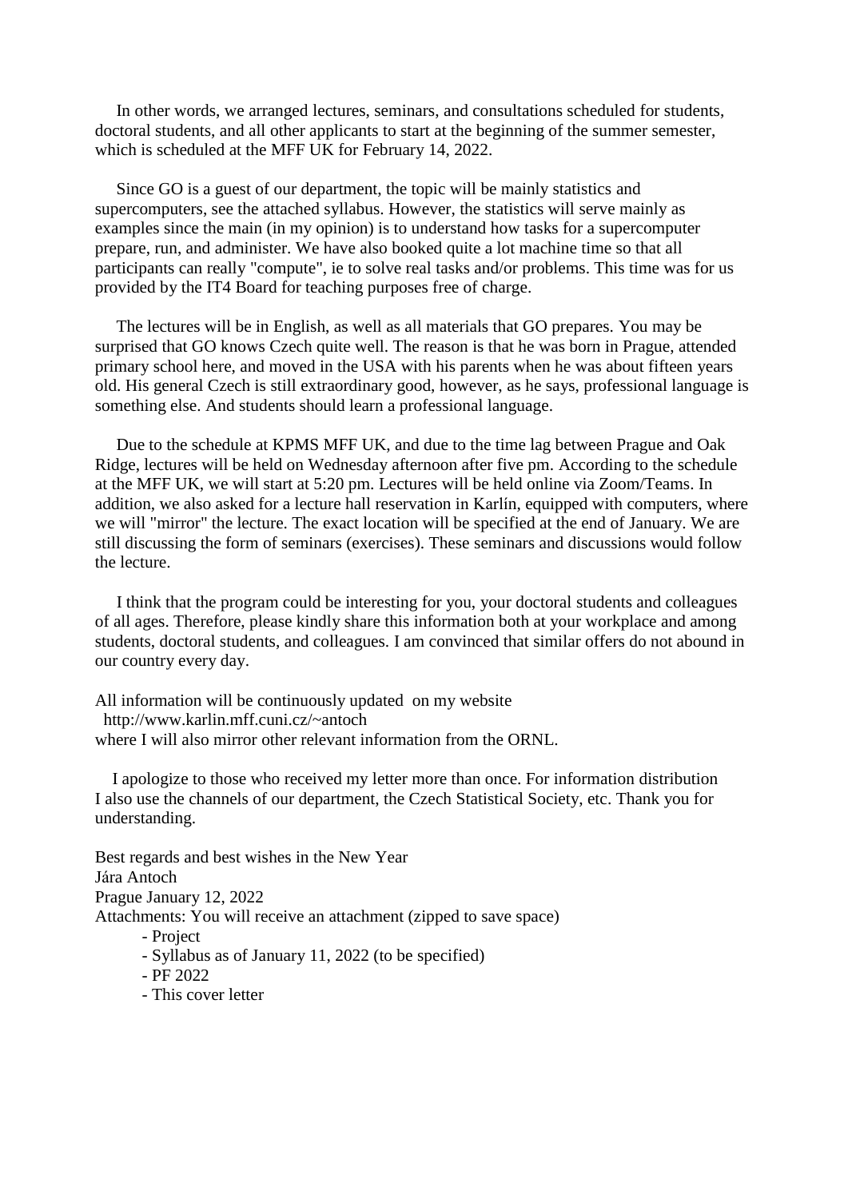In other words, we arranged lectures, seminars, and consultations scheduled for students, doctoral students, and all other applicants to start at the beginning of the summer semester, which is scheduled at the MFF UK for February 14, 2022.

Since GO is a guest of our department, the topic will be mainly statistics and supercomputers, see the attached syllabus. However, the statistics will serve mainly as examples since the main (in my opinion) is to understand how tasks for a supercomputer prepare, run, and administer. We have also booked quite a lot machine time so that all participants can really "compute", ie to solve real tasks and/or problems. This time was for us provided by the IT4 Board for teaching purposes free of charge.

The lectures will be in English, as well as all materials that GO prepares. You may be surprised that GO knows Czech quite well. The reason is that he was born in Prague, attended primary school here, and moved in the USA with his parents when he was about fifteen years old. His general Czech is still extraordinary good, however, as he says, professional language is something else. And students should learn a professional language.

Due to the schedule at KPMS MFF UK, and due to the time lag between Prague and Oak Ridge, lectures will be held on Wednesday afternoon after five pm. According to the schedule at the MFF UK, we will start at 5:20 pm. Lectures will be held online via Zoom/Teams. In addition, we also asked for a lecture hall reservation in Karlín, equipped with computers, where we will "mirror" the lecture. The exact location will be specified at the end of January. We are still discussing the form of seminars (exercises). These seminars and discussions would follow the lecture.

I think that the program could be interesting for you, your doctoral students and colleagues of all ages. Therefore, please kindly share this information both at your workplace and among students, doctoral students, and colleagues. I am convinced that similar offers do not abound in our country every day.

All information will be continuously updated on my website
http://www.karlin.mff.cuni.cz/~antoch
where I will also mirror other relevant information from the ORNL.

I apologize to those who received my letter more than once. For information distribution I also use the channels of our department, the Czech Statistical Society, etc. Thank you for understanding.

Best regards and best wishes in the New Year
Jára Antoch
Prague January 12, 2022
Attachments: You will receive an attachment (zipped to save space)

- Project
- Syllabus as of January 11, 2022 (to be specified)
- PF 2022
- This cover letter